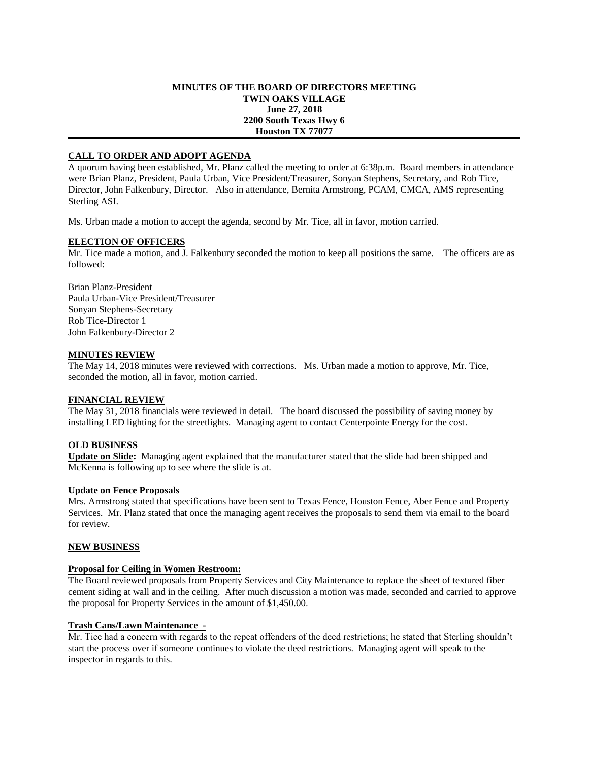**MINUTES OF THE BOARD OF DIRECTORS MEETING**
**TWIN OAKS VILLAGE**
**June 27, 2018**
**2200 South Texas Hwy 6**
**Houston TX 77077**

---

**CALL TO ORDER AND ADOPT AGENDA**

A quorum having been established, Mr. Planz called the meeting to order at 6:38p.m. Board members in attendance were Brian Planz, President, Paula Urban, Vice President/Treasurer, Sonyan Stephens, Secretary, and Rob Tice, Director, John Falkenbury, Director. Also in attendance, Bernita Armstrong, PCAM, CMCA, AMS representing Sterling ASI.

Ms. Urban made a motion to accept the agenda, second by Mr. Tice, all in favor, motion carried.

**ELECTION OF OFFICERS**

Mr. Tice made a motion, and J. Falkenbury seconded the motion to keep all positions the same. The officers are as followed:

Brian Planz-President
Paula Urban-Vice President/Treasurer
Sonyan Stephens-Secretary
Rob Tice-Director 1
John Falkenbury-Director 2

**MINUTES REVIEW**

The May 14, 2018 minutes were reviewed with corrections. Ms. Urban made a motion to approve, Mr. Tice, seconded the motion, all in favor, motion carried.

**FINANCIAL REVIEW**

The May 31, 2018 financials were reviewed in detail. The board discussed the possibility of saving money by installing LED lighting for the streetlights. Managing agent to contact Centerpointe Energy for the cost.

**OLD BUSINESS**

**Update on Slide:** Managing agent explained that the manufacturer stated that the slide had been shipped and McKenna is following up to see where the slide is at.

**Update on Fence Proposals**

Mrs. Armstrong stated that specifications have been sent to Texas Fence, Houston Fence, Aber Fence and Property Services. Mr. Planz stated that once the managing agent receives the proposals to send them via email to the board for review.

**NEW BUSINESS**

**Proposal for Ceiling in Women Restroom:**

The Board reviewed proposals from Property Services and City Maintenance to replace the sheet of textured fiber cement siding at wall and in the ceiling. After much discussion a motion was made, seconded and carried to approve the proposal for Property Services in the amount of $1,450.00.

**Trash Cans/Lawn Maintenance -**

Mr. Tice had a concern with regards to the repeat offenders of the deed restrictions; he stated that Sterling shouldn't start the process over if someone continues to violate the deed restrictions. Managing agent will speak to the inspector in regards to this.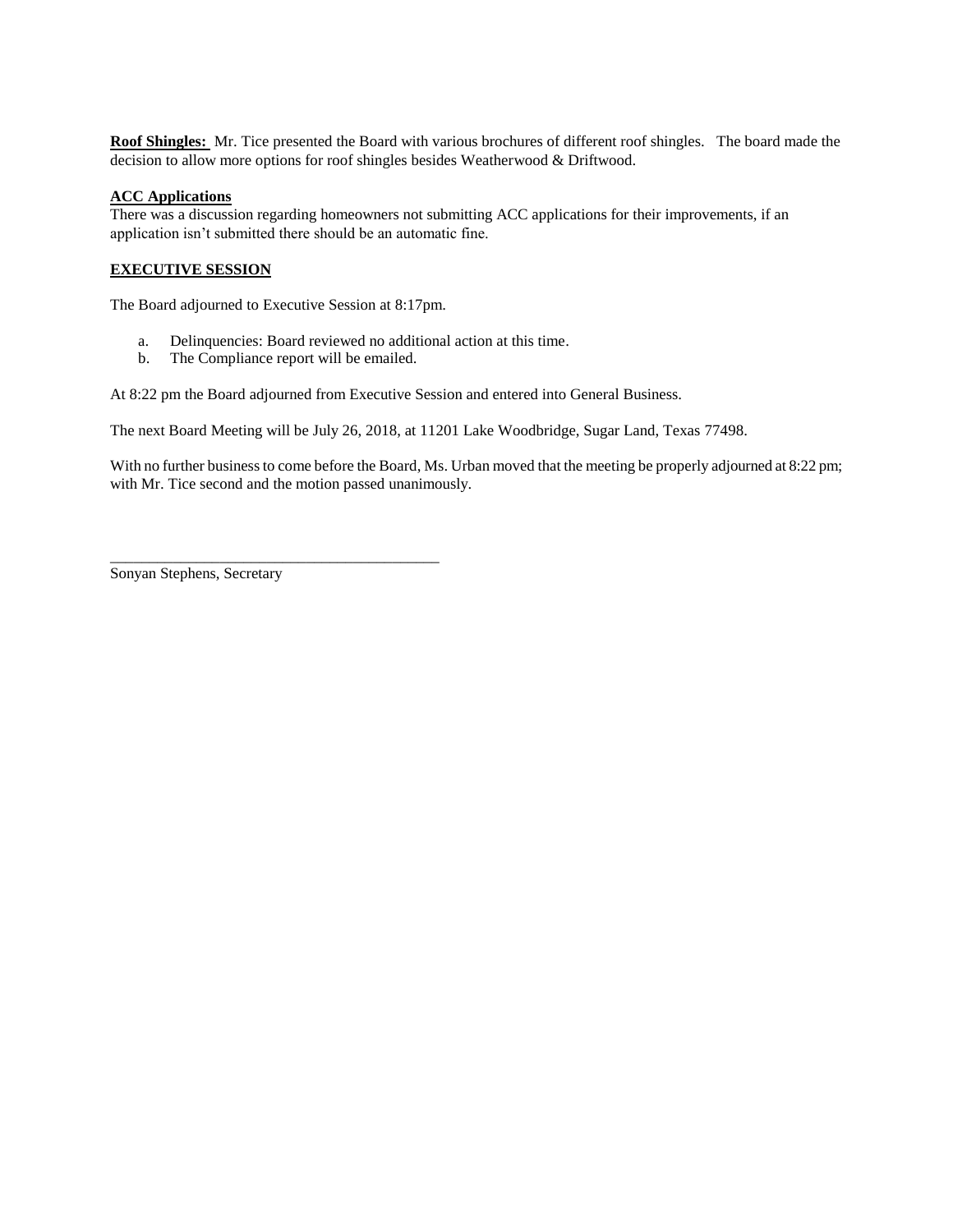**Roof Shingles:** Mr. Tice presented the Board with various brochures of different roof shingles. The board made the decision to allow more options for roof shingles besides Weatherwood & Driftwood.

**ACC Applications**

There was a discussion regarding homeowners not submitting ACC applications for their improvements, if an application isn't submitted there should be an automatic fine.

**EXECUTIVE SESSION**

The Board adjourned to Executive Session at 8:17pm.

a. Delinquencies: Board reviewed no additional action at this time.
b. The Compliance report will be emailed.

At 8:22 pm the Board adjourned from Executive Session and entered into General Business.

The next Board Meeting will be July 26, 2018, at 11201 Lake Woodbridge, Sugar Land, Texas 77498.

With no further business to come before the Board, Ms. Urban moved that the meeting be properly adjourned at 8:22 pm; with Mr. Tice second and the motion passed unanimously.

\_\_\_\_\_\_\_\_\_\_\_\_\_\_\_\_\_\_\_\_\_\_\_\_\_\_\_\_\_\_\_\_\_\_\_\_\_\_\_\_\_\_\_\_

Sonyan Stephens, Secretary